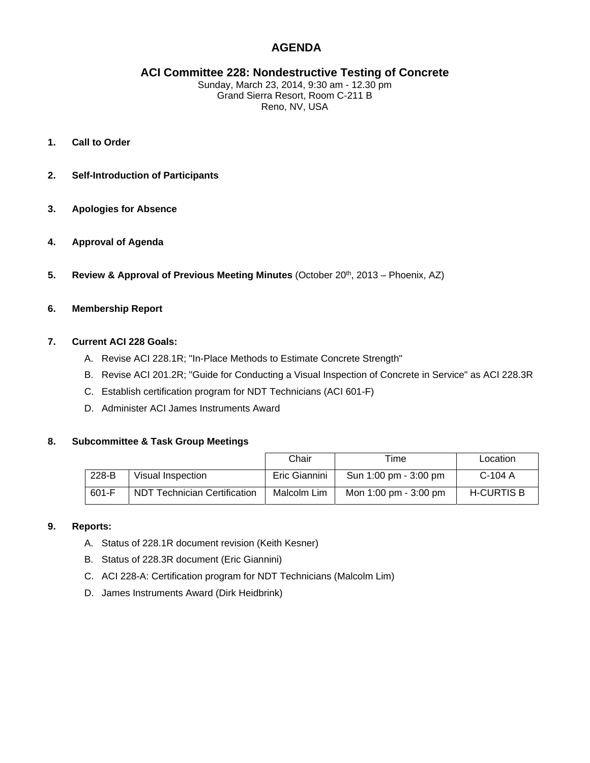# AGENDA

## ACI Committee 228: Nondestructive Testing of Concrete

Sunday, March 23, 2014, 9:30 am - 12.30 pm
Grand Sierra Resort, Room C-211 B
Reno, NV, USA

1. **Call to Order**

2. **Self-Introduction of Participants**

3. **Apologies for Absence**

4. **Approval of Agenda**

5. **Review & Approval of Previous Meeting Minutes** (October 20th, 2013 – Phoenix, AZ)

6. **Membership Report**

7. **Current ACI 228 Goals:**
   A. Revise ACI 228.1R; "In-Place Methods to Estimate Concrete Strength"
   B. Revise ACI 201.2R; "Guide for Conducting a Visual Inspection of Concrete in Service" as ACI 228.3R
   C. Establish certification program for NDT Technicians (ACI 601-F)
   D. Administer ACI James Instruments Award

8. **Subcommittee & Task Group Meetings**

| | | Chair | Time | Location |
|---|---|---|---|---|
| 228-B | Visual Inspection | Eric Giannini | Sun 1:00 pm - 3:00 pm | C-104 A |
| 601-F | NDT Technician Certification | Malcolm Lim | Mon 1:00 pm - 3:00 pm | H-CURTIS B |

9. **Reports:**
   A. Status of 228.1R document revision (Keith Kesner)
   B. Status of 228.3R document (Eric Giannini)
   C. ACI 228-A: Certification program for NDT Technicians (Malcolm Lim)
   D. James Instruments Award (Dirk Heidbrink)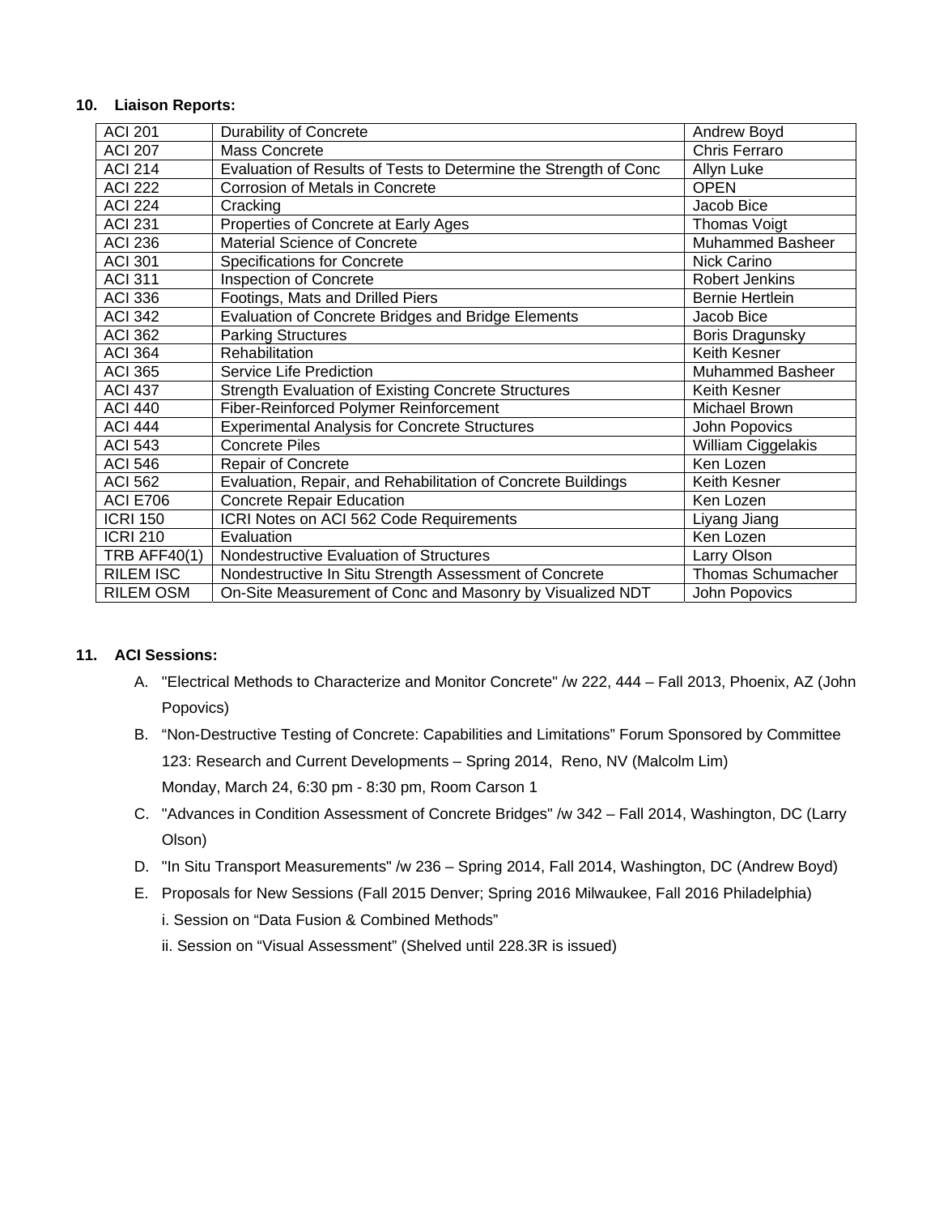**10. Liaison Reports:**

| | | |
|---|---|---|
| ACI 201 | Durability of Concrete | Andrew Boyd |
| ACI 207 | Mass Concrete | Chris Ferraro |
| ACI 214 | Evaluation of Results of Tests to Determine the Strength of Conc | Allyn Luke |
| ACI 222 | Corrosion of Metals in Concrete | OPEN |
| ACI 224 | Cracking | Jacob Bice |
| ACI 231 | Properties of Concrete at Early Ages | Thomas Voigt |
| ACI 236 | Material Science of Concrete | Muhammed Basheer |
| ACI 301 | Specifications for Concrete | Nick Carino |
| ACI 311 | Inspection of Concrete | Robert Jenkins |
| ACI 336 | Footings, Mats and Drilled Piers | Bernie Hertlein |
| ACI 342 | Evaluation of Concrete Bridges and Bridge Elements | Jacob Bice |
| ACI 362 | Parking Structures | Boris Dragunsky |
| ACI 364 | Rehabilitation | Keith Kesner |
| ACI 365 | Service Life Prediction | Muhammed Basheer |
| ACI 437 | Strength Evaluation of Existing Concrete Structures | Keith Kesner |
| ACI 440 | Fiber-Reinforced Polymer Reinforcement | Michael Brown |
| ACI 444 | Experimental Analysis for Concrete Structures | John Popovics |
| ACI 543 | Concrete Piles | William Ciggelakis |
| ACI 546 | Repair of Concrete | Ken Lozen |
| ACI 562 | Evaluation, Repair, and Rehabilitation of Concrete Buildings | Keith Kesner |
| ACI E706 | Concrete Repair Education | Ken Lozen |
| ICRI 150 | ICRI Notes on ACI 562 Code Requirements | Liyang Jiang |
| ICRI 210 | Evaluation | Ken Lozen |
| TRB AFF40(1) | Nondestructive Evaluation of Structures | Larry Olson |
| RILEM ISC | Nondestructive In Situ Strength Assessment of Concrete | Thomas Schumacher |
| RILEM OSM | On-Site Measurement of Conc and Masonry by Visualized NDT | John Popovics |

**11. ACI Sessions:**

A. "Electrical Methods to Characterize and Monitor Concrete" /w 222, 444 – Fall 2013, Phoenix, AZ (John Popovics)

B. "Non-Destructive Testing of Concrete: Capabilities and Limitations" Forum Sponsored by Committee 123: Research and Current Developments – Spring 2014, Reno, NV (Malcolm Lim)
Monday, March 24, 6:30 pm - 8:30 pm, Room Carson 1

C. "Advances in Condition Assessment of Concrete Bridges" /w 342 – Fall 2014, Washington, DC (Larry Olson)

D. "In Situ Transport Measurements" /w 236 – Spring 2014, Fall 2014, Washington, DC (Andrew Boyd)

E. Proposals for New Sessions (Fall 2015 Denver; Spring 2016 Milwaukee, Fall 2016 Philadelphia)
   i. Session on "Data Fusion & Combined Methods"
   ii. Session on "Visual Assessment" (Shelved until 228.3R is issued)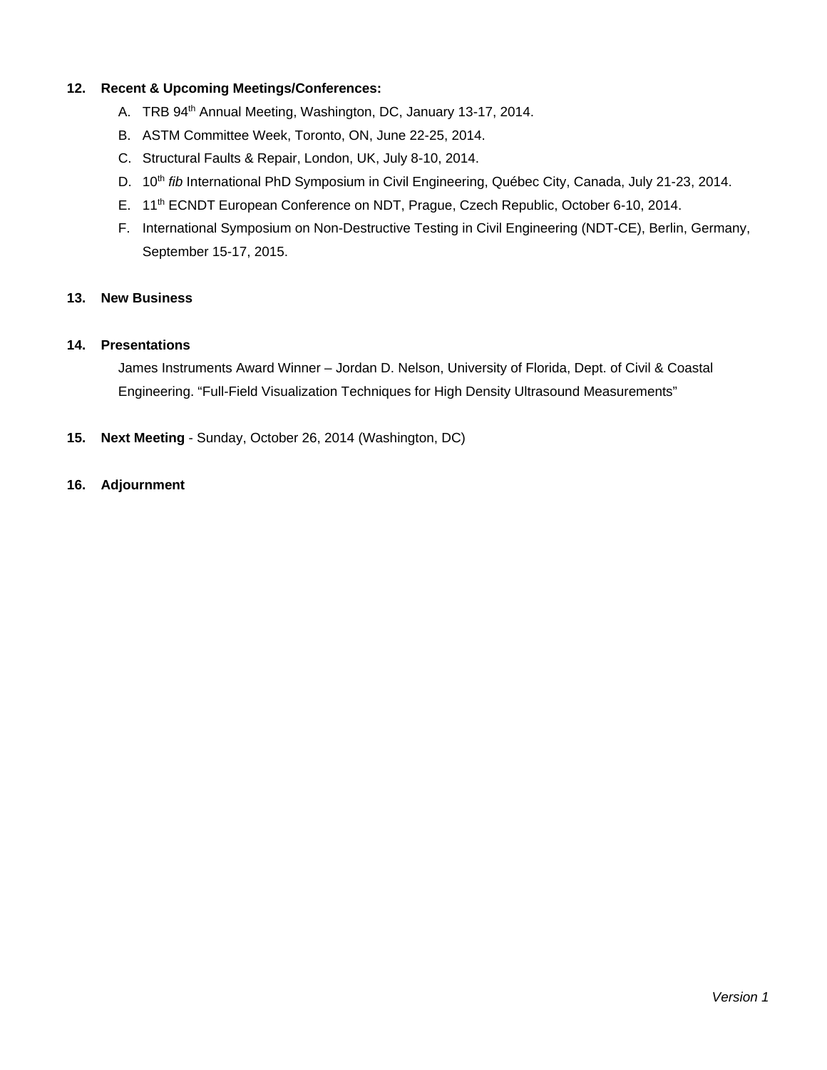**12. Recent & Upcoming Meetings/Conferences:**

A. TRB 94th Annual Meeting, Washington, DC, January 13-17, 2014.

B. ASTM Committee Week, Toronto, ON, June 22-25, 2014.

C. Structural Faults & Repair, London, UK, July 8-10, 2014.

D. 10th *fib* International PhD Symposium in Civil Engineering, Québec City, Canada, July 21-23, 2014.

E. 11th ECNDT European Conference on NDT, Prague, Czech Republic, October 6-10, 2014.

F. International Symposium on Non-Destructive Testing in Civil Engineering (NDT-CE), Berlin, Germany, September 15-17, 2015.

**13. New Business**

**14. Presentations**

James Instruments Award Winner – Jordan D. Nelson, University of Florida, Dept. of Civil & Coastal Engineering. "Full-Field Visualization Techniques for High Density Ultrasound Measurements"

**15. Next Meeting** - Sunday, October 26, 2014 (Washington, DC)

**16. Adjournment**

*Version 1*